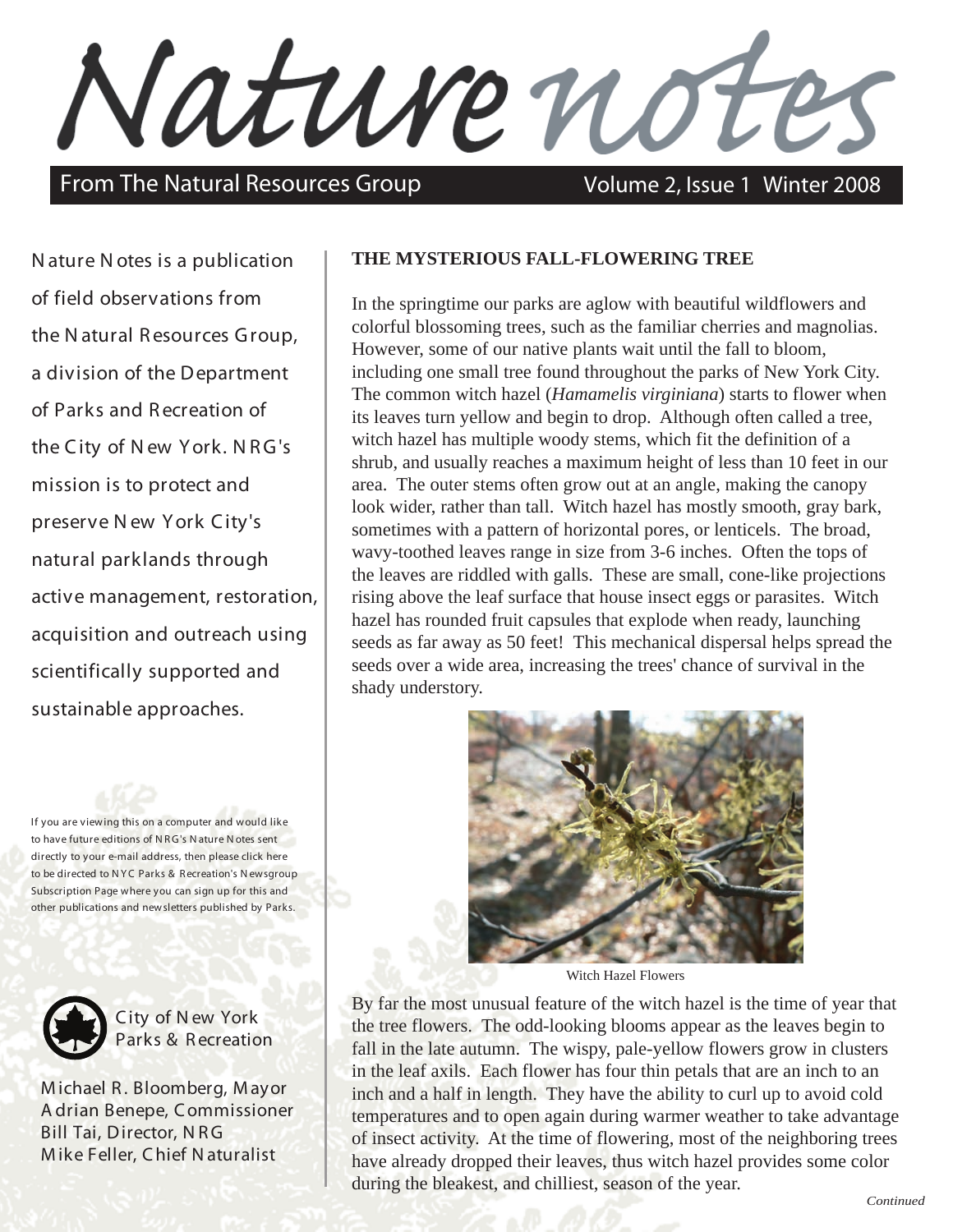# Nature notes

From The Natural Resources Group — Volume 2, Issue 1 Winter 2008

Nature Notes is a publication of field observations from the Natural Resources Group, a division of the Department of Parks and Recreation of the City of New York. NRG's mission is to protect and preserve New York City's natural parklands through active management, restoration, acquisition and outreach using scientifically supported and sustainable approaches.

If you are viewing this on a computer and would like to have future editions of NRG's Nature Notes sent directly to your e-mail address, then please click here to be directed to NYC Parks & Recreation's Newsgroup Subscription Page where you can sign up for this and other publications and newsletters published by Parks.

City of New York Parks & Recreation

Michael R. Bloomberg, Mayor
Adrian Benepe, Commissioner
Bill Tai, Director, NRG
Mike Feller, Chief Naturalist

## THE MYSTERIOUS FALL-FLOWERING TREE

In the springtime our parks are aglow with beautiful wildflowers and colorful blossoming trees, such as the familiar cherries and magnolias. However, some of our native plants wait until the fall to bloom, including one small tree found throughout the parks of New York City. The common witch hazel (*Hamamelis virginiana*) starts to flower when its leaves turn yellow and begin to drop. Although often called a tree, witch hazel has multiple woody stems, which fit the definition of a shrub, and usually reaches a maximum height of less than 10 feet in our area. The outer stems often grow out at an angle, making the canopy look wider, rather than tall. Witch hazel has mostly smooth, gray bark, sometimes with a pattern of horizontal pores, or lenticels. The broad, wavy-toothed leaves range in size from 3-6 inches. Often the tops of the leaves are riddled with galls. These are small, cone-like projections rising above the leaf surface that house insect eggs or parasites. Witch hazel has rounded fruit capsules that explode when ready, launching seeds as far away as 50 feet! This mechanical dispersal helps spread the seeds over a wide area, increasing the trees' chance of survival in the shady understory.

Witch Hazel Flowers

By far the most unusual feature of the witch hazel is the time of year that the tree flowers. The odd-looking blooms appear as the leaves begin to fall in the late autumn. The wispy, pale-yellow flowers grow in clusters in the leaf axils. Each flower has four thin petals that are an inch to an inch and a half in length. They have the ability to curl up to avoid cold temperatures and to open again during warmer weather to take advantage of insect activity. At the time of flowering, most of the neighboring trees have already dropped their leaves, thus witch hazel provides some color during the bleakest, and chilliest, season of the year.

*Continued*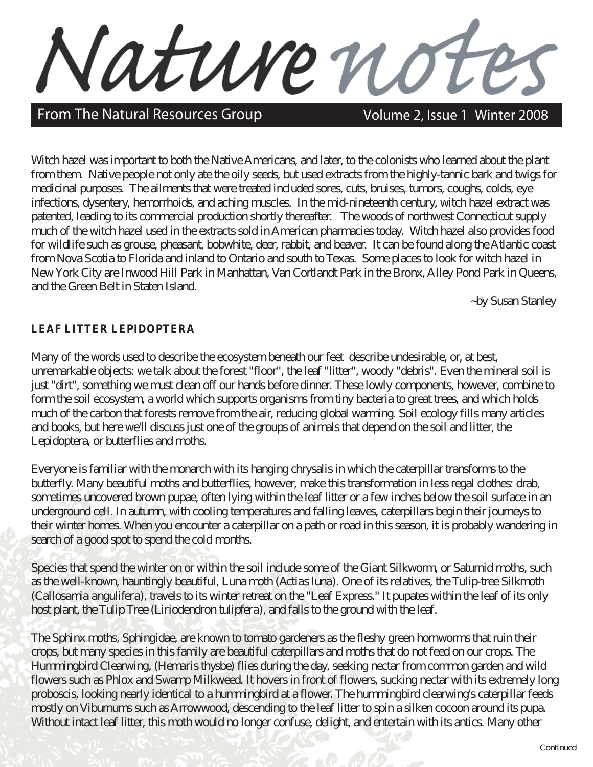# Nature notes

From The Natural Resources Group

Witch hazel was important to both the Native Americans, and later, to the colonists who learned about the plant from them. Native people not only ate the oily seeds, but used extracts from the highly-tannic bark and twigs for medicinal purposes. The ailments that were treated included sores, cuts, bruises, tumors, coughs, colds, eye infections, dysentery, hemorrhoids, and aching muscles. In the mid-nineteenth century, witch hazel extract was patented, leading to its commercial production shortly thereafter. The woods of northwest Connecticut supply much of the witch hazel used in the extracts sold in American pharmacies today. Witch hazel also provides food for wildlife such as grouse, pheasant, bobwhite, deer, rabbit, and beaver. It can be found along the Atlantic coast from Nova Scotia to Florida and inland to Ontario and south to Texas. Some places to look for witch hazel in New York City are Inwood Hill Park in Manhattan, Van Cortlandt Park in the Bronx, Alley Pond Park in Queens, and the Green Belt in Staten Island.

~by Susan Stanley

## LEAF LITTER LEPIDOPTERA

Many of the words used to describe the ecosystem beneath our feet describe undesirable, or, at best, unremarkable objects: we talk about the forest "floor", the leaf "litter", woody "debris". Even the mineral soil is just "dirt", something we must clean off our hands before dinner. These lowly components, however, combine to form the soil ecosystem, a world which supports organisms from tiny bacteria to great trees, and which holds much of the carbon that forests remove from the air, reducing global warming. Soil ecology fills many articles and books, but here we'll discuss just one of the groups of animals that depend on the soil and litter, the Lepidoptera, or butterflies and moths.

Everyone is familiar with the monarch with its hanging chrysalis in which the caterpillar transforms to the butterfly. Many beautiful moths and butterflies, however, make this transformation in less regal clothes: drab, sometimes uncovered brown pupae, often lying within the leaf litter or a few inches below the soil surface in an underground cell. In autumn, with cooling temperatures and falling leaves, caterpillars begin their journeys to their winter homes. When you encounter a caterpillar on a path or road in this season, it is probably wandering in search of a good spot to spend the cold months.

Species that spend the winter on or within the soil include some of the Giant Silkworm, or Saturnid moths, such as the well-known, hauntingly beautiful, Luna moth (*Actias luna*). One of its relatives, the Tulip-tree Silkmoth (*Callosamia angulifera*), travels to its winter retreat on the "Leaf Express." It pupates within the leaf of its only host plant, the Tulip Tree (*Liriodendron tulipfera*), and falls to the ground with the leaf.

The Sphinx moths, Sphingidae, are known to tomato gardeners as the fleshy green hornworms that ruin their crops, but many species in this family are beautiful caterpillars and moths that do not feed on our crops. The Hummingbird Clearwing, (*Hemaris thysbe*) flies during the day, seeking nectar from common garden and wild flowers such as Phlox and Swamp Milkweed. It hovers in front of flowers, sucking nectar with its extremely long proboscis, looking nearly identical to a hummingbird at a flower. The hummingbird clearwing's caterpillar feeds mostly on Viburnums such as Arrowwood, descending to the leaf litter to spin a silken cocoon around its pupa. Without intact leaf litter, this moth would no longer confuse, delight, and entertain with its antics. Many other

Continued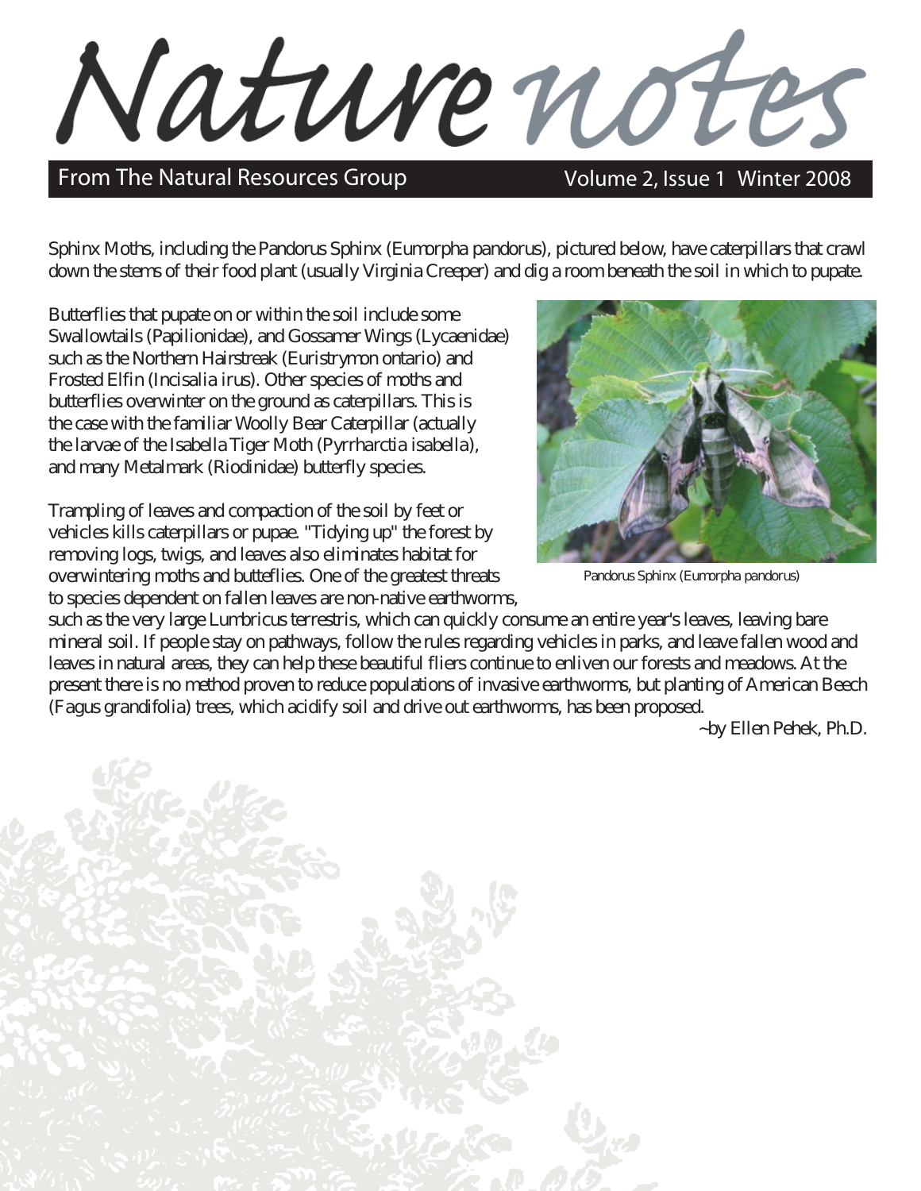# Nature notes

From The Natural Resources Group

Sphinx Moths, including the Pandorus Sphinx (Eumorpha pandorus), pictured below, have caterpillars that crawl down the stems of their food plant (usually Virginia Creeper) and dig a room beneath the soil in which to pupate.

Butterflies that pupate on or within the soil include some Swallowtails (Papilionidae), and Gossamer Wings (Lycaenidae) such as the Northern Hairstreak (Euristrymon ontario) and Frosted Elfin (Incisalia irus). Other species of moths and butterflies overwinter on the ground as caterpillars. This is the case with the familiar Woolly Bear Caterpillar (actually the larvae of the Isabella Tiger Moth (Pyrrharctia isabella), and many Metalmark (Riodinidae) butterfly species.

Pandorus Sphinx (Eumorpha pandorus)

Trampling of leaves and compaction of the soil by feet or vehicles kills caterpillars or pupae. "Tidying up" the forest by removing logs, twigs, and leaves also eliminates habitat for overwintering moths and butteflies. One of the greatest threats to species dependent on fallen leaves are non-native earthworms, such as the very large Lumbricus terrestris, which can quickly consume an entire year's leaves, leaving bare mineral soil. If people stay on pathways, follow the rules regarding vehicles in parks, and leave fallen wood and leaves in natural areas, they can help these beautiful fliers continue to enliven our forests and meadows. At the present there is no method proven to reduce populations of invasive earthworms, but planting of American Beech (Fagus grandifolia) trees, which acidify soil and drive out earthworms, has been proposed.

~by Ellen Pehek, Ph.D.